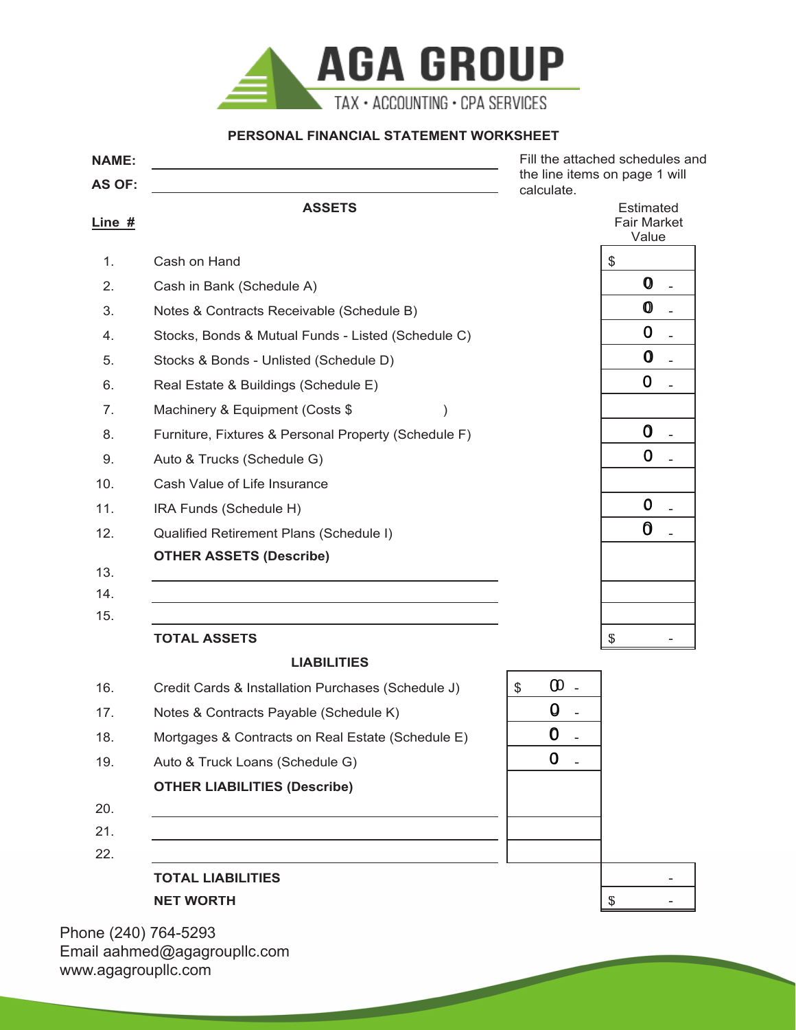# AGA GROUP

TAX • ACCOUNTING • CPA SERVICES

## PERSONAL FINANCIAL STATEMENT WORKSHEET

**NAME:** \_\_\_\_\_\_\_\_\_\_\_\_\_\_\_\_\_\_\_\_

**AS OF:** \_\_\_\_\_\_\_\_\_\_\_\_\_\_\_\_\_\_\_\_

Fill the attached schedules and the line items on page 1 will calculate.

### ASSETS

| Line # | | | Estimated Fair Market Value |
|---|---|---|---|
| 1. | Cash on Hand | | $ |
| 2. | Cash in Bank (Schedule A) | | 0 - |
| 3. | Notes & Contracts Receivable (Schedule B) | | 0 - |
| 4. | Stocks, Bonds & Mutual Funds - Listed (Schedule C) | | 0 - |
| 5. | Stocks & Bonds - Unlisted (Schedule D) | | 0 - |
| 6. | Real Estate & Buildings (Schedule E) | | 0 - |
| 7. | Machinery & Equipment (Costs $ ) | | |
| 8. | Furniture, Fixtures & Personal Property (Schedule F) | | 0 - |
| 9. | Auto & Trucks (Schedule G) | | 0 - |
| 10. | Cash Value of Life Insurance | | |
| 11. | IRA Funds (Schedule H) | | 0 - |
| 12. | Qualified Retirement Plans (Schedule I) | | 0 - |
| | **OTHER ASSETS (Describe)** | | |
| 13. | | | |
| 14. | | | |
| 15. | | | |
| | **TOTAL ASSETS** | | $ - |
| | **LIABILITIES** | | |
| 16. | Credit Cards & Installation Purchases (Schedule J) | $ 0 - | |
| 17. | Notes & Contracts Payable (Schedule K) | 0 - | |
| 18. | Mortgages & Contracts on Real Estate (Schedule E) | 0 - | |
| 19. | Auto & Truck Loans (Schedule G) | 0 - | |
| | **OTHER LIABILITIES (Describe)** | | |
| 20. | | | |
| 21. | | | |
| 22. | | | |
| | **TOTAL LIABILITIES** | | - |
| | **NET WORTH** | | $ - |

Phone (240) 764-5293
Email aahmed@agagroupllc.com
www.agagroupllc.com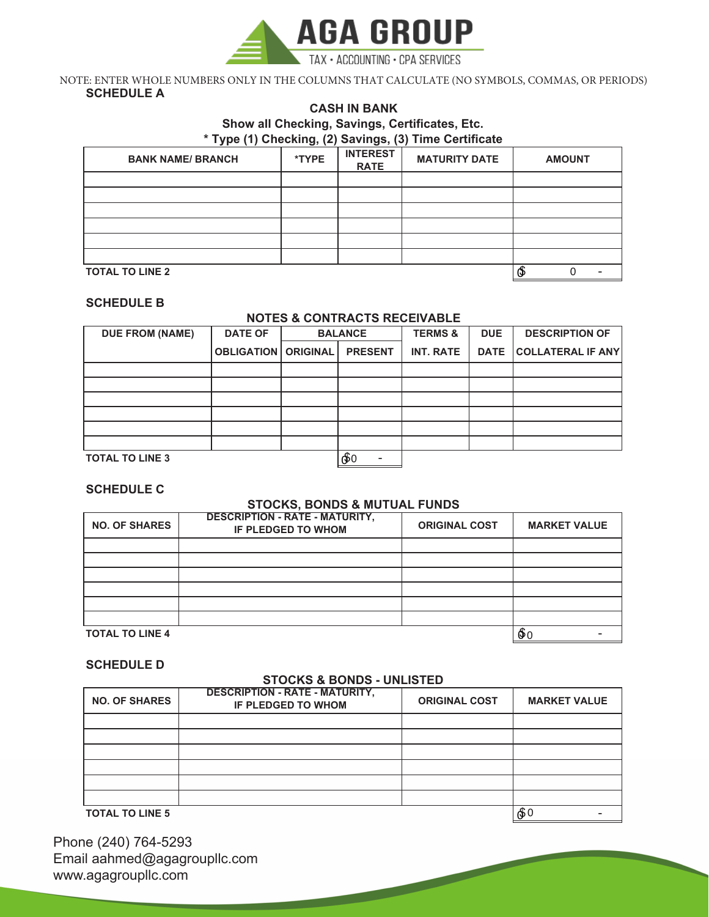AGA GROUP
TAX • ACCOUNTING • CPA SERVICES

NOTE: ENTER WHOLE NUMBERS ONLY IN THE COLUMNS THAT CALCULATE (NO SYMBOLS, COMMAS, OR PERIODS)

## SCHEDULE A

### CASH IN BANK

**Show all Checking, Savings, Certificates, Etc.**

**\* Type (1) Checking, (2) Savings, (3) Time Certificate**

| BANK NAME/ BRANCH | *TYPE | INTEREST RATE | MATURITY DATE | AMOUNT |
|---|---|---|---|---|
| | | | | |
| | | | | |
| | | | | |
| | | | | |
| | | | | |
| | | | | |
| **TOTAL TO LINE 2** | | | | $ 0 - |

## SCHEDULE B

### NOTES & CONTRACTS RECEIVABLE

| DUE FROM (NAME) | DATE OF | BALANCE | | TERMS & | DUE | DESCRIPTION OF |
|---|---|---|---|---|---|---|
| | OBLIGATION | ORIGINAL | PRESENT | INT. RATE | DATE | COLLATERAL IF ANY |
| | | | | | | |
| | | | | | | |
| | | | | | | |
| | | | | | | |
| | | | | | | |
| | | | | | | |
| **TOTAL TO LINE 3** | | | $0 - | | | |

## SCHEDULE C

### STOCKS, BONDS & MUTUAL FUNDS

| NO. OF SHARES | DESCRIPTION - RATE - MATURITY, IF PLEDGED TO WHOM | ORIGINAL COST | MARKET VALUE |
|---|---|---|---|
| | | | |
| | | | |
| | | | |
| | | | |
| | | | |
| | | | |
| **TOTAL TO LINE 4** | | | $0 - |

## SCHEDULE D

### STOCKS & BONDS - UNLISTED

| NO. OF SHARES | DESCRIPTION - RATE - MATURITY, IF PLEDGED TO WHOM | ORIGINAL COST | MARKET VALUE |
|---|---|---|---|
| | | | |
| | | | |
| | | | |
| | | | |
| | | | |
| | | | |
| **TOTAL TO LINE 5** | | | $0 - |

Phone (240) 764-5293
Email aahmed@agagroupllc.com
www.agagroupllc.com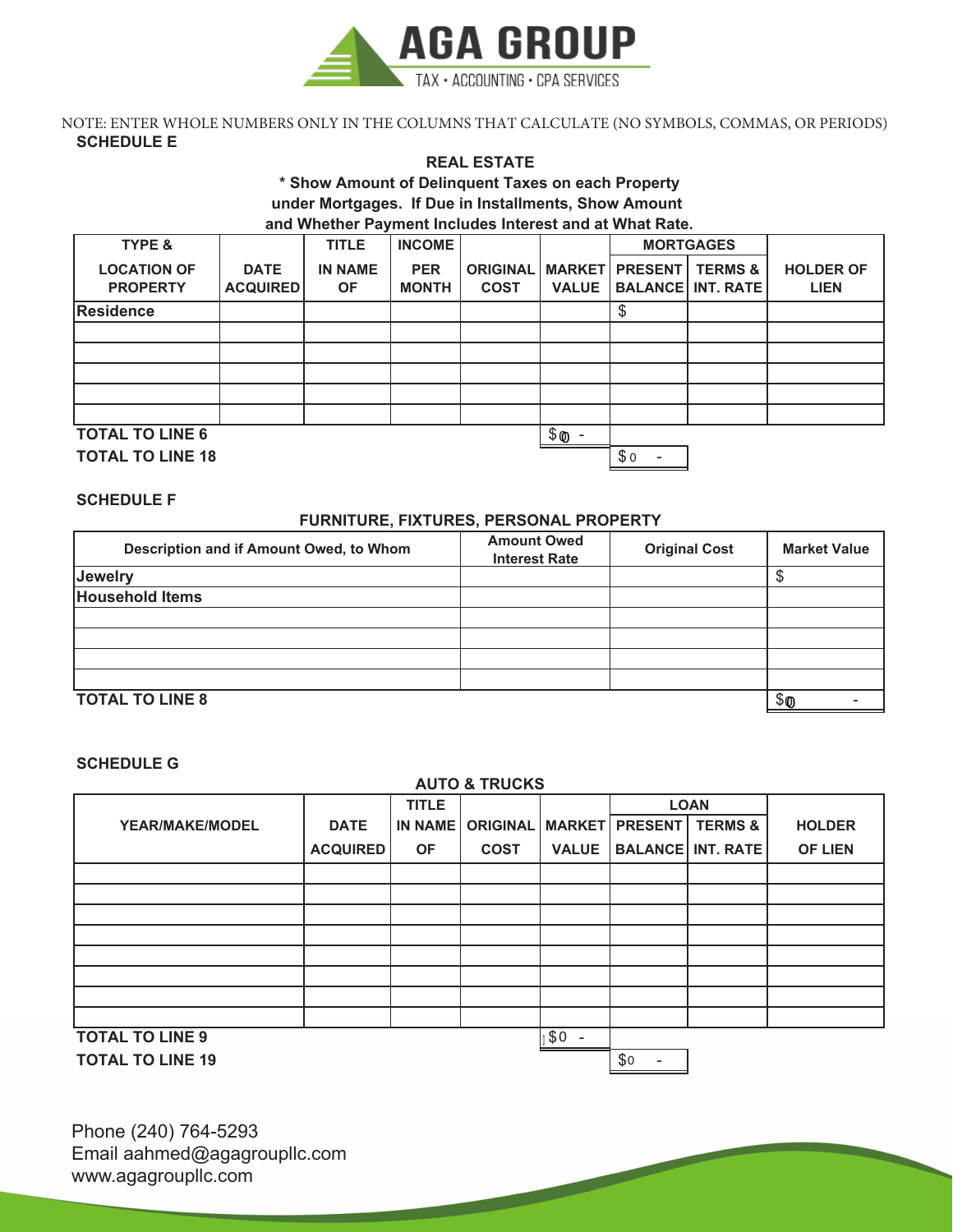# AGA GROUP

TAX • ACCOUNTING • CPA SERVICES

NOTE: ENTER WHOLE NUMBERS ONLY IN THE COLUMNS THAT CALCULATE (NO SYMBOLS, COMMAS, OR PERIODS)

**SCHEDULE E**

**REAL ESTATE**

**\* Show Amount of Delinquent Taxes on each Property under Mortgages. If Due in Installments, Show Amount and Whether Payment Includes Interest and at What Rate.**

| TYPE & LOCATION OF PROPERTY | DATE ACQUIRED | TITLE IN NAME OF | INCOME PER MONTH | ORIGINAL COST | MARKET VALUE | MORTGAGES PRESENT BALANCE | MORTGAGES TERMS & INT. RATE | HOLDER OF LIEN |
|---|---|---|---|---|---|---|---|---|
| Residence | | | | | | $ | | |
| | | | | | | | | |
| | | | | | | | | |
| | | | | | | | | |
| | | | | | | | | |
| | | | | | | | | |
| **TOTAL TO LINE 6** | | | | | $0 - | | | |
| **TOTAL TO LINE 18** | | | | | | $0 - | | |

**SCHEDULE F**

**FURNITURE, FIXTURES, PERSONAL PROPERTY**

| Description and if Amount Owed, to Whom | Amount Owed Interest Rate | Original Cost | Market Value |
|---|---|---|---|
| Jewelry | | | $ |
| Household Items | | | |
| | | | |
| | | | |
| | | | |
| | | | |
| **TOTAL TO LINE 8** | | | $0 - |

**SCHEDULE G**

**AUTO & TRUCKS**

| YEAR/MAKE/MODEL | DATE ACQUIRED | TITLE IN NAME OF | ORIGINAL COST | MARKET VALUE | LOAN PRESENT BALANCE | LOAN TERMS & INT. RATE | HOLDER OF LIEN |
|---|---|---|---|---|---|---|---|
| | | | | | | | |
| | | | | | | | |
| | | | | | | | |
| | | | | | | | |
| | | | | | | | |
| | | | | | | | |
| | | | | | | | |
| | | | | | | | |
| **TOTAL TO LINE 9** | | | | $0 - | | | |
| **TOTAL TO LINE 19** | | | | | $0 - | | |

Phone (240) 764-5293
Email aahmed@agagroupllc.com
www.agagroupllc.com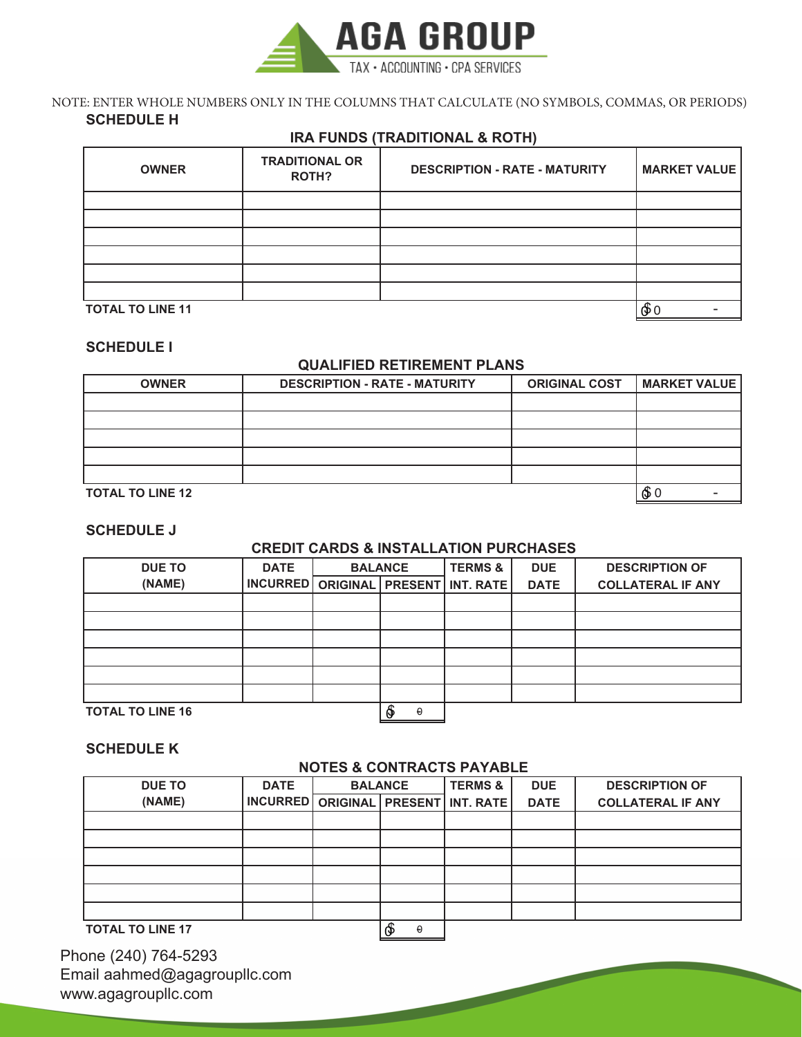# AGA GROUP
TAX • ACCOUNTING • CPA SERVICES

NOTE: ENTER WHOLE NUMBERS ONLY IN THE COLUMNS THAT CALCULATE (NO SYMBOLS, COMMAS, OR PERIODS)

## SCHEDULE H

### IRA FUNDS (TRADITIONAL & ROTH)

| OWNER | TRADITIONAL OR ROTH? | DESCRIPTION - RATE - MATURITY | MARKET VALUE |
|---|---|---|---|
| | | | |
| | | | |
| | | | |
| | | | |
| | | | |
| | | | |
| TOTAL TO LINE 11 | | | $ 0 - |

## SCHEDULE I

### QUALIFIED RETIREMENT PLANS

| OWNER | DESCRIPTION - RATE - MATURITY | ORIGINAL COST | MARKET VALUE |
|---|---|---|---|
| | | | |
| | | | |
| | | | |
| | | | |
| | | | |
| TOTAL TO LINE 12 | | | $ 0 - |

## SCHEDULE J

### CREDIT CARDS & INSTALLATION PURCHASES

| DUE TO (NAME) | DATE INCURRED | BALANCE | | TERMS & INT. RATE | DUE DATE | DESCRIPTION OF COLLATERAL IF ANY |
|---|---|---|---|---|---|---|
| | | ORIGINAL | PRESENT | | | |
| | | | | | | |
| | | | | | | |
| | | | | | | |
| | | | | | | |
| | | | | | | |
| | | | | | | |
| TOTAL TO LINE 16 | | | $ 0 | | | |

## SCHEDULE K

### NOTES & CONTRACTS PAYABLE

| DUE TO (NAME) | DATE INCURRED | BALANCE | | TERMS & INT. RATE | DUE DATE | DESCRIPTION OF COLLATERAL IF ANY |
|---|---|---|---|---|---|---|
| | | ORIGINAL | PRESENT | | | |
| | | | | | | |
| | | | | | | |
| | | | | | | |
| | | | | | | |
| | | | | | | |
| | | | | | | |
| TOTAL TO LINE 17 | | | $ 0 | | | |

Phone (240) 764-5293
Email aahmed@agagroupllc.com
www.agagroupllc.com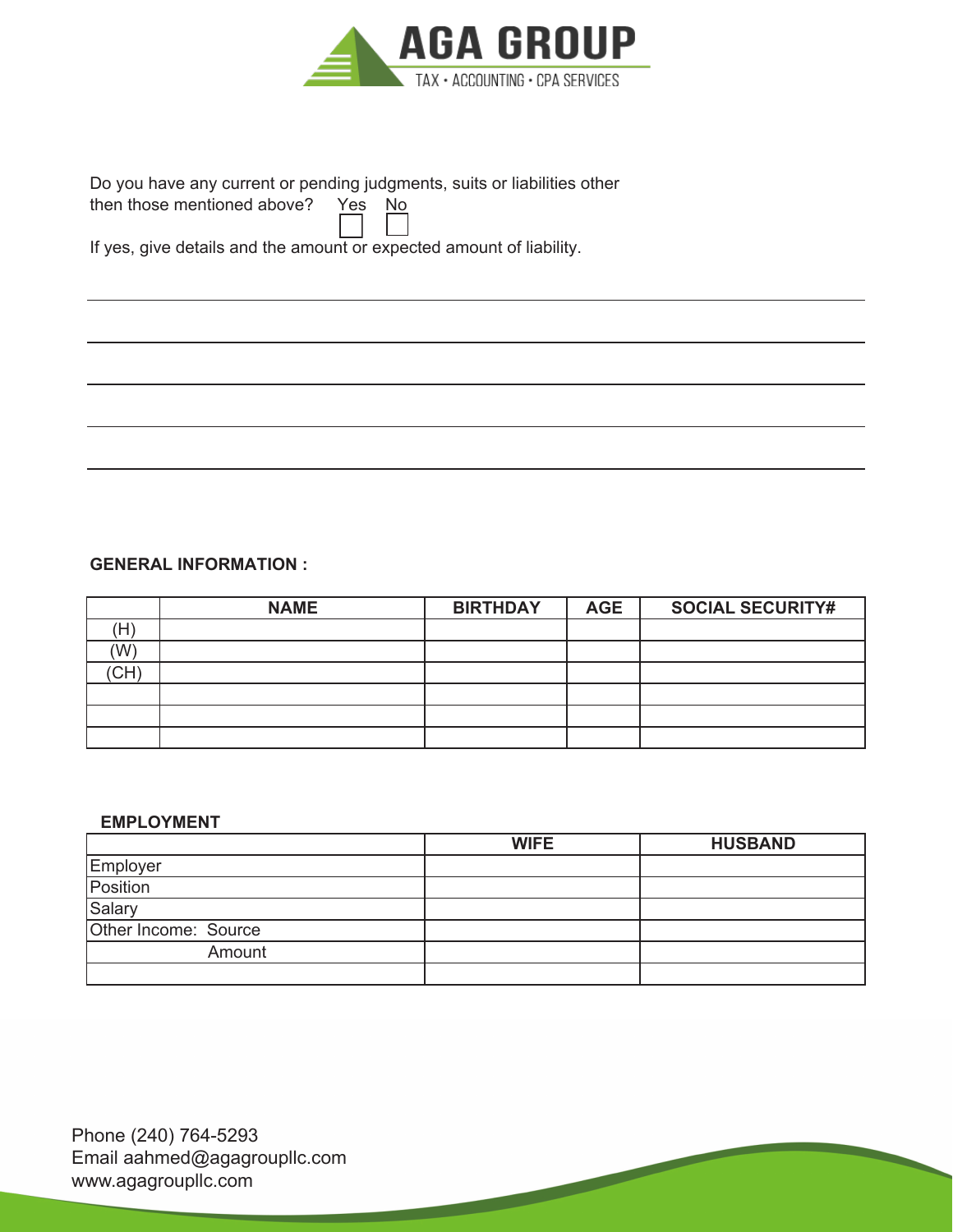Do you have any current or pending judgments, suits or liabilities other then those mentioned above? Yes ☐ No ☐

If yes, give details and the amount or expected amount of liability.

**GENERAL INFORMATION :**

| | NAME | BIRTHDAY | AGE | SOCIAL SECURITY# |
|---|---|---|---|---|
| (H) | | | | |
| (W) | | | | |
| (CH) | | | | |
| | | | | |
| | | | | |
| | | | | |

**EMPLOYMENT**

| | WIFE | HUSBAND |
|---|---|---|
| Employer | | |
| Position | | |
| Salary | | |
| Other Income: Source | | |
| Amount | | |
| | | |

Phone (240) 764-5293
Email aahmed@agagroupllc.com
www.agagroupllc.com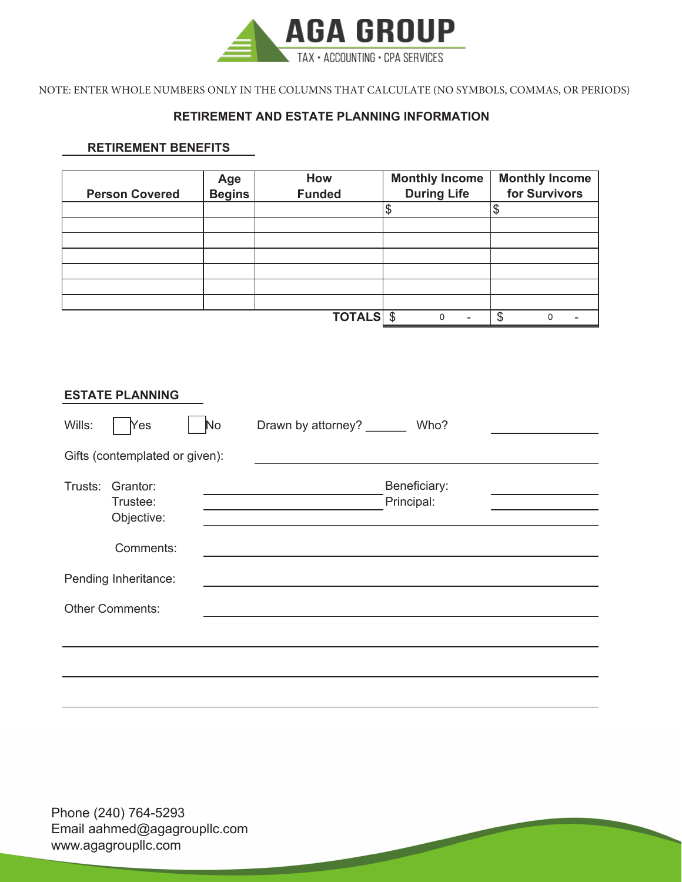AGA GROUP

TAX • ACCOUNTING • CPA SERVICES

NOTE: ENTER WHOLE NUMBERS ONLY IN THE COLUMNS THAT CALCULATE (NO SYMBOLS, COMMAS, OR PERIODS)

## RETIREMENT AND ESTATE PLANNING INFORMATION

### RETIREMENT BENEFITS

| Person Covered | Age Begins | How Funded | Monthly Income During Life | Monthly Income for Survivors |
|---|---|---|---|---|
| | | | $ | $ |
| | | | | |
| | | | | |
| | | | | |
| | | | | |
| | | | | |
| | | | | |
| | | **TOTALS** | $ 0 - | $ 0 - |

### ESTATE PLANNING

Wills: ☐ Yes ☐ No Drawn by attorney? ______ Who? ______________

Gifts (contemplated or given): ______________________________

Trusts: Grantor: ______________ Beneficiary: ______________

Trustee: ______________ Principal: ______________

Objective: ______________________________

Comments: ______________________________

Pending Inheritance: ______________________________

Other Comments: ______________________________

______________________________________________

______________________________________________

______________________________________________

Phone (240) 764-5293
Email aahmed@agagroupllc.com
www.agagroupllc.com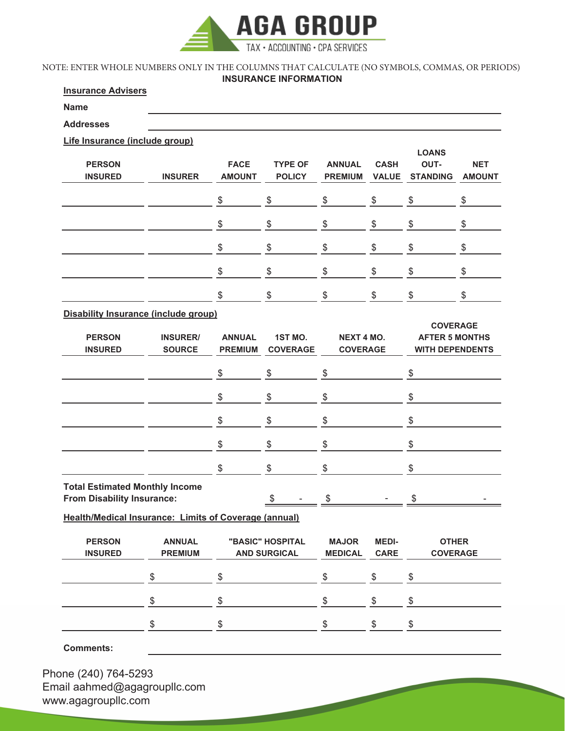AGA GROUP

TAX • ACCOUNTING • CPA SERVICES

NOTE: ENTER WHOLE NUMBERS ONLY IN THE COLUMNS THAT CALCULATE (NO SYMBOLS, COMMAS, OR PERIODS)

## INSURANCE INFORMATION

**Insurance Advisers**

**Name** ______________________________

**Addresses** ______________________________

**Life Insurance (include group)**

| PERSON INSURED | INSURER | FACE AMOUNT | TYPE OF POLICY | ANNUAL PREMIUM | CASH VALUE | LOANS OUT-STANDING | NET AMOUNT |
|---|---|---|---|---|---|---|---|
| | | $ | $ | $ | $ | $ | $ |
| | | $ | $ | $ | $ | $ | $ |
| | | $ | $ | $ | $ | $ | $ |
| | | $ | $ | $ | $ | $ | $ |
| | | $ | $ | $ | $ | $ | $ |

**Disability Insurance (include group)**

| PERSON INSURED | INSURER/ SOURCE | ANNUAL PREMIUM | 1ST MO. COVERAGE | NEXT 4 MO. COVERAGE | COVERAGE AFTER 5 MONTHS WITH DEPENDENTS |
|---|---|---|---|---|---|
| | | $ | $ | $ | $ |
| | | $ | $ | $ | $ |
| | | $ | $ | $ | $ |
| | | $ | $ | $ | $ |
| | | $ | $ | $ | $ |
| **Total Estimated Monthly Income From Disability Insurance:** | | | $ - | $ - | $ - |

**Health/Medical Insurance: Limits of Coverage (annual)**

| PERSON INSURED | ANNUAL PREMIUM | "BASIC" HOSPITAL AND SURGICAL | MAJOR MEDICAL | MEDI-CARE | OTHER COVERAGE |
|---|---|---|---|---|---|
| | $ | $ | $ | $ | $ |
| | $ | $ | $ | $ | $ |
| | $ | $ | $ | $ | $ |

**Comments:** ______________________________

Phone (240) 764-5293
Email aahmed@agagroupllc.com
www.agagroupllc.com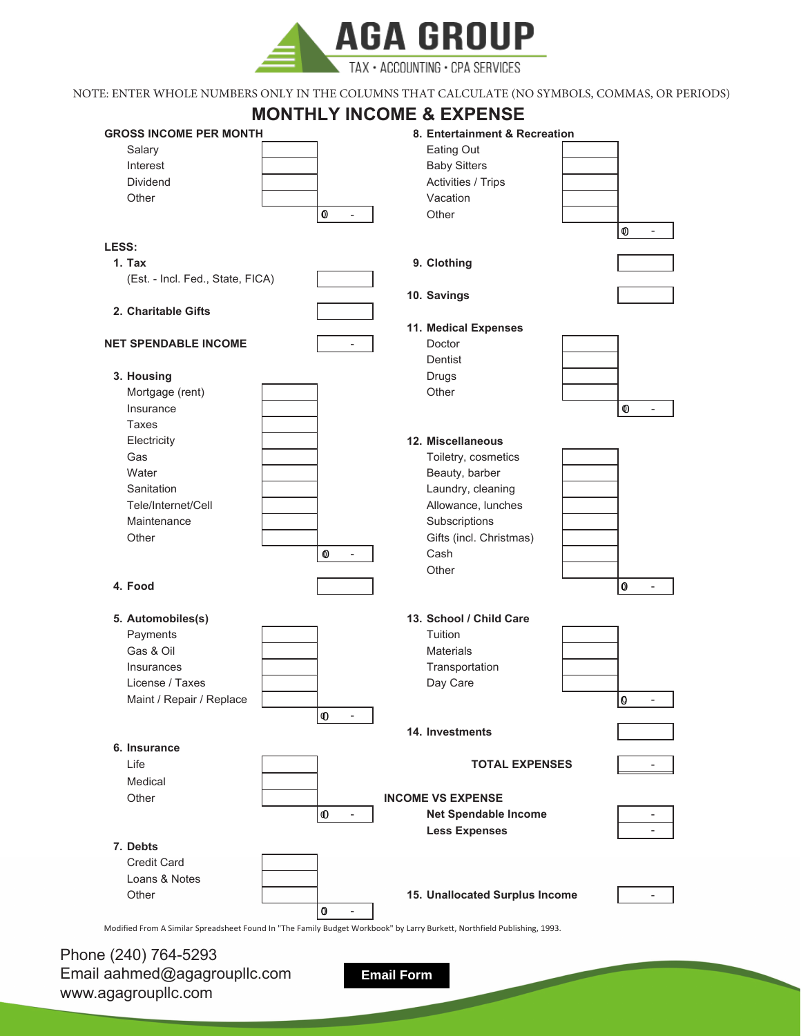# AGA GROUP

TAX • ACCOUNTING • CPA SERVICES

NOTE: ENTER WHOLE NUMBERS ONLY IN THE COLUMNS THAT CALCULATE (NO SYMBOLS, COMMAS, OR PERIODS)

## MONTHLY INCOME & EXPENSE

**GROSS INCOME PER MONTH**

- Salary
- Interest
- Dividend
- Other

0 -

**LESS:**

**1. Tax**

(Est. - Incl. Fed., State, FICA)

**2. Charitable Gifts**

**NET SPENDABLE INCOME** -

**3. Housing**

- Mortgage (rent)
- Insurance
- Taxes
- Electricity
- Gas
- Water
- Sanitation
- Tele/Internet/Cell
- Maintenance
- Other

0 -

**4. Food**

**5. Automobiles(s)**

- Payments
- Gas & Oil
- Insurances
- License / Taxes
- Maint / Repair / Replace

0 -

**6. Insurance**

- Life
- Medical
- Other

0 -

**7. Debts**

- Credit Card
- Loans & Notes
- Other

0 -

**8. Entertainment & Recreation**

- Eating Out
- Baby Sitters
- Activities / Trips
- Vacation
- Other

0 -

**9. Clothing**

**10. Savings**

**11. Medical Expenses**

- Doctor
- Dentist
- Drugs
- Other

0 -

**12. Miscellaneous**

- Toiletry, cosmetics
- Beauty, barber
- Laundry, cleaning
- Allowance, lunches
- Subscriptions
- Gifts (incl. Christmas)
- Cash
- Other

0 -

**13. School / Child Care**

- Tuition
- Materials
- Transportation
- Day Care

0 -

**14. Investments**

**TOTAL EXPENSES** -

**INCOME VS EXPENSE**

**Net Spendable Income** -

**Less Expenses** -

**15. Unallocated Surplus Income** -

Modified From A Similar Spreadsheet Found In "The Family Budget Workbook" by Larry Burkett, Northfield Publishing, 1993.

Phone (240) 764-5293
Email aahmed@agagroupllc.com
www.agagroupllc.com

Email Form